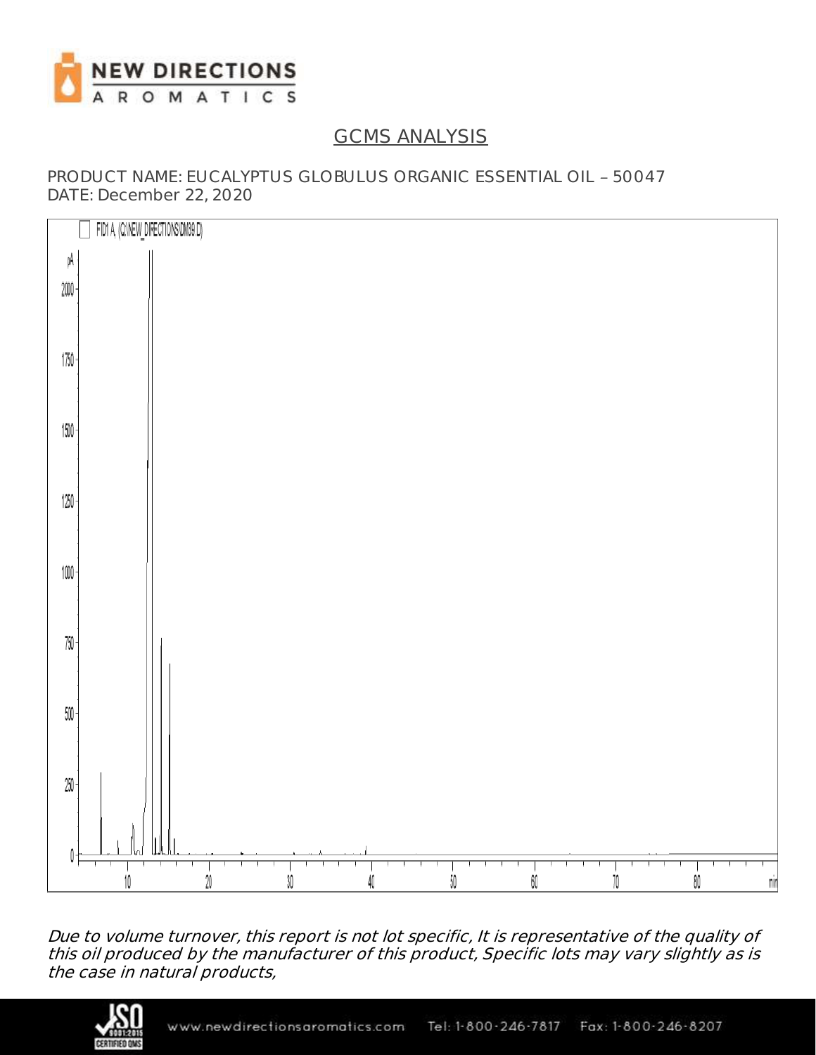# GCMS ANALYSIS

PRODUCT NAME: EUCALYPTUS GLOBULUS ORGANIC ESSENTIAL OIL – 50047
DATE: December 22, 2020

FID1 A, (C:\NEW_DIRECTIONS\DM39.D)

*Due to volume turnover, this report is not lot specific, It is representative of the quality of this oil produced by the manufacturer of this product, Specific lots may vary slightly as is the case in natural products,*

www.newdirectionsaromatics.com Tel: 1-800-246-7817 Fax: 1-800-246-8207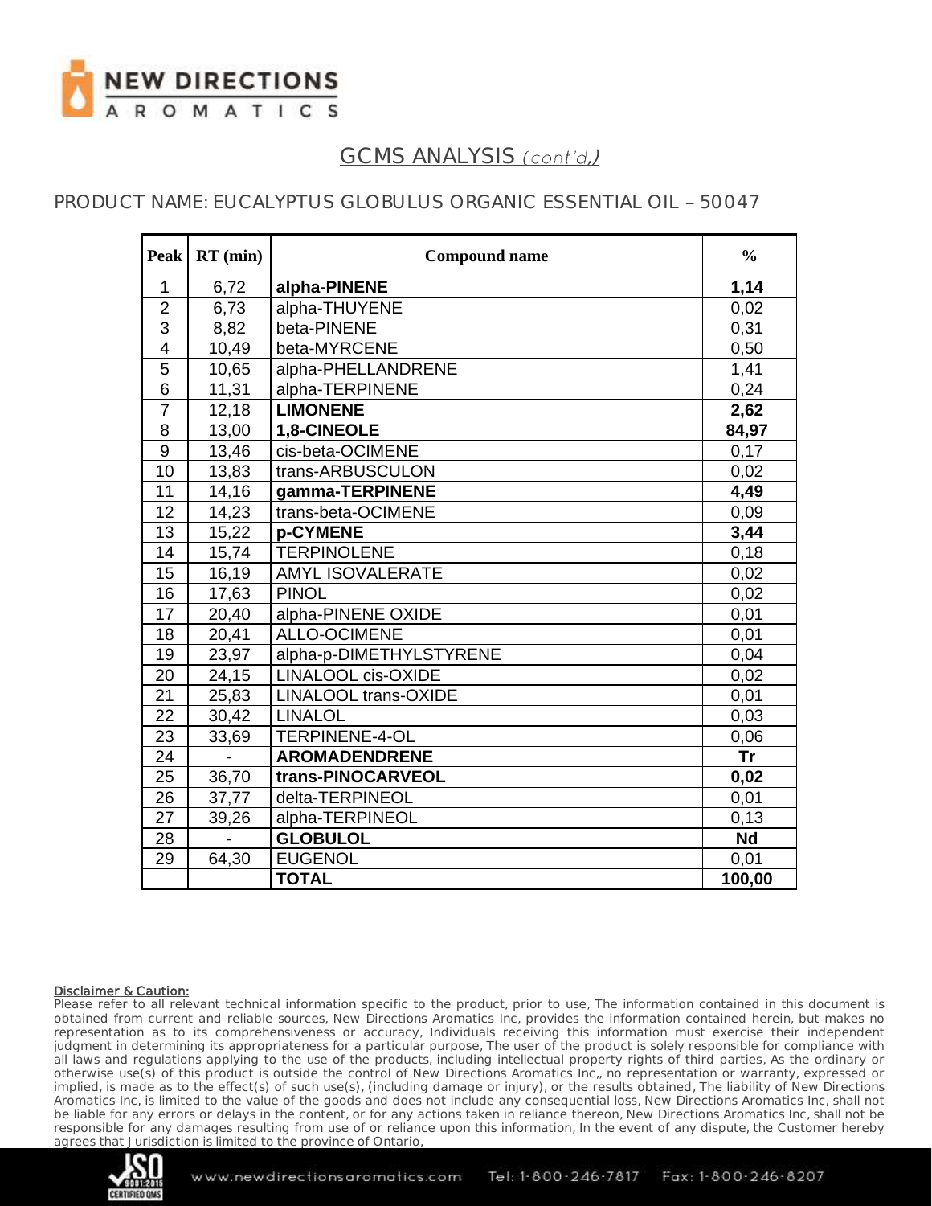## GCMS ANALYSIS *(cont'd.)*

### PRODUCT NAME: EUCALYPTUS GLOBULUS ORGANIC ESSENTIAL OIL – 50047

| Peak | RT (min) | Compound name | % |
|---|---|---|---|
| 1 | 6,72 | **alpha-PINENE** | **1,14** |
| 2 | 6,73 | alpha-THUYENE | 0,02 |
| 3 | 8,82 | beta-PINENE | 0,31 |
| 4 | 10,49 | beta-MYRCENE | 0,50 |
| 5 | 10,65 | alpha-PHELLANDRENE | 1,41 |
| 6 | 11,31 | alpha-TERPINENE | 0,24 |
| 7 | 12,18 | **LIMONENE** | **2,62** |
| 8 | 13,00 | **1,8-CINEOLE** | **84,97** |
| 9 | 13,46 | cis-beta-OCIMENE | 0,17 |
| 10 | 13,83 | trans-ARBUSCULON | 0,02 |
| 11 | 14,16 | **gamma-TERPINENE** | **4,49** |
| 12 | 14,23 | trans-beta-OCIMENE | 0,09 |
| 13 | 15,22 | **p-CYMENE** | **3,44** |
| 14 | 15,74 | TERPINOLENE | 0,18 |
| 15 | 16,19 | AMYL ISOVALERATE | 0,02 |
| 16 | 17,63 | PINOL | 0,02 |
| 17 | 20,40 | alpha-PINENE OXIDE | 0,01 |
| 18 | 20,41 | ALLO-OCIMENE | 0,01 |
| 19 | 23,97 | alpha-p-DIMETHYLSTYRENE | 0,04 |
| 20 | 24,15 | LINALOOL cis-OXIDE | 0,02 |
| 21 | 25,83 | LINALOOL trans-OXIDE | 0,01 |
| 22 | 30,42 | LINALOL | 0,03 |
| 23 | 33,69 | TERPINENE-4-OL | 0,06 |
| 24 | - | **AROMADENDRENE** | **Tr** |
| 25 | 36,70 | **trans-PINOCARVEOL** | **0,02** |
| 26 | 37,77 | delta-TERPINEOL | 0,01 |
| 27 | 39,26 | alpha-TERPINEOL | 0,13 |
| 28 | - | **GLOBULOL** | **Nd** |
| 29 | 64,30 | EUGENOL | 0,01 |
| | | **TOTAL** | **100,00** |

**Disclaimer & Caution:**

Please refer to all relevant technical information specific to the product, prior to use, The information contained in this document is obtained from current and reliable sources, New Directions Aromatics Inc, provides the information contained herein, but makes no representation as to its comprehensiveness or accuracy, Individuals receiving this information must exercise their independent judgment in determining its appropriateness for a particular purpose, The user of the product is solely responsible for compliance with all laws and regulations applying to the use of the products, including intellectual property rights of third parties, As the ordinary or otherwise use(s) of this product is outside the control of New Directions Aromatics Inc,, no representation or warranty, expressed or implied, is made as to the effect(s) of such use(s), (including damage or injury), or the results obtained, The liability of New Directions Aromatics Inc, is limited to the value of the goods and does not include any consequential loss, New Directions Aromatics Inc, shall not be liable for any errors or delays in the content, or for any actions taken in reliance thereon, New Directions Aromatics Inc, shall not be responsible for any damages resulting from use of or reliance upon this information, In the event of any dispute, the Customer hereby agrees that Jurisdiction is limited to the province of Ontario,

www.newdirectionsaromatics.com Tel: 1-800-246-7817 Fax: 1-800-246-8207